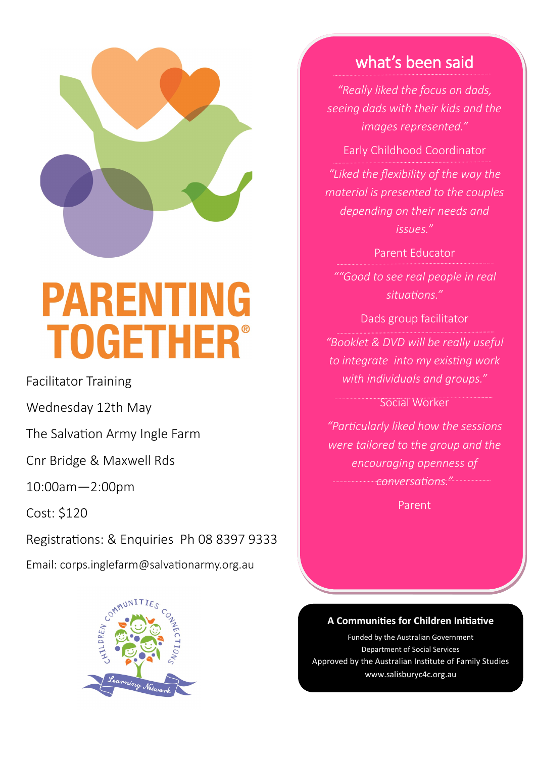# PARENTING TOGETHER®

Facilitator Training

Wednesday 12th May

The Salvation Army Ingle Farm

Cnr Bridge & Maxwell Rds

10:00am—2:00pm

Cost: $120

Registrations: & Enquiries Ph 08 8397 9333

Email: corps.inglefarm@salvationarmy.org.au

CHILDREN COMMUNITIES CONNECTIONS

Learning Network

## what's been said

*"Really liked the focus on dads, seeing dads with their kids and the images represented."*

Early Childhood Coordinator

*"Liked the flexibility of the way the material is presented to the couples depending on their needs and issues."*

Parent Educator

*""Good to see real people in real situations."*

Dads group facilitator

*"Booklet & DVD will be really useful to integrate into my existing work with individuals and groups."*

Social Worker

*"Particularly liked how the sessions were tailored to the group and the encouraging openness of conversations."*

Parent

**A Communities for Children Initiative**

Funded by the Australian Government
Department of Social Services
Approved by the Australian Institute of Family Studies
www.salisburyc4c.org.au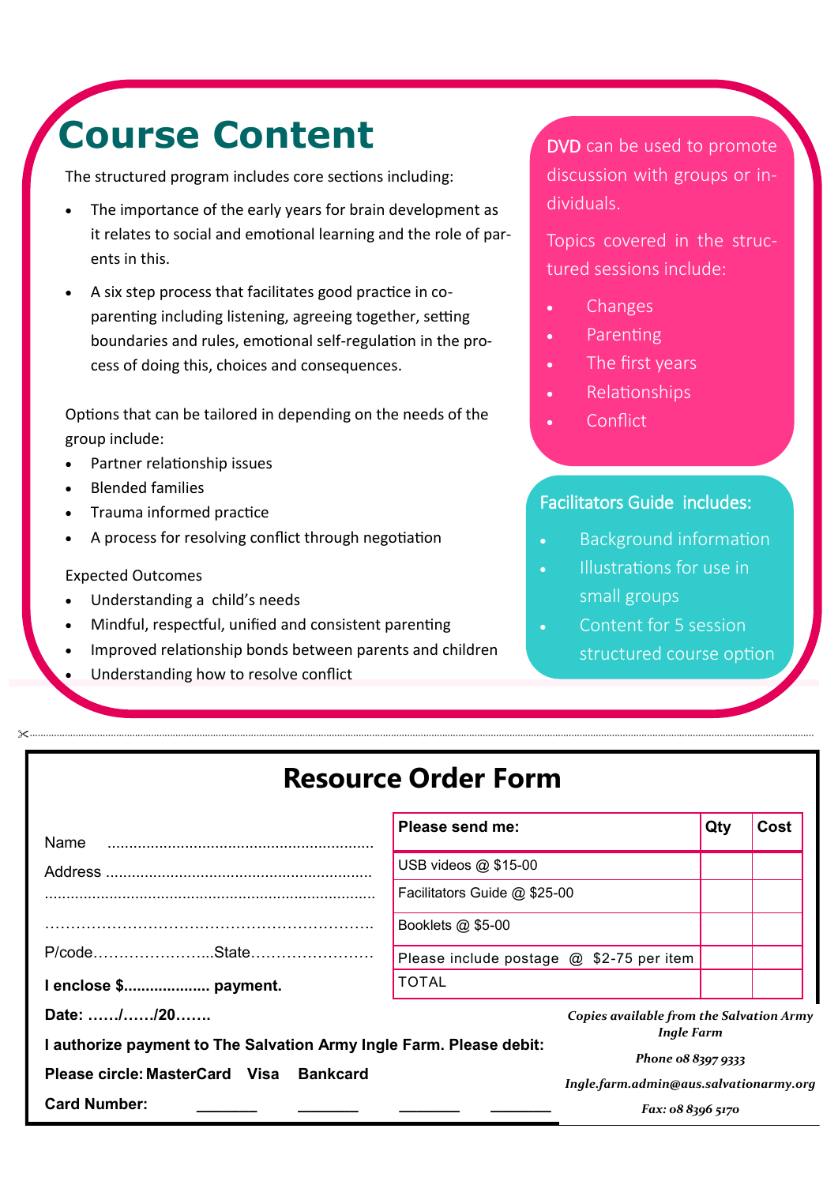# Course Content

The structured program includes core sections including:

- The importance of the early years for brain development as it relates to social and emotional learning and the role of parents in this.
- A six step process that facilitates good practice in co-parenting including listening, agreeing together, setting boundaries and rules, emotional self-regulation in the process of doing this, choices and consequences.

Options that can be tailored in depending on the needs of the group include:

- Partner relationship issues
- Blended families
- Trauma informed practice
- A process for resolving conflict through negotiation

Expected Outcomes

- Understanding a child's needs
- Mindful, respectful, unified and consistent parenting
- Improved relationship bonds between parents and children
- Understanding how to resolve conflict

DVD can be used to promote discussion with groups or individuals.

Topics covered in the structured sessions include:

- Changes
- Parenting
- The first years
- Relationships
- Conflict

Facilitators Guide includes:

- Background information
- Illustrations for use in small groups
- Content for 5 session structured course option

## Resource Order Form

Name ............................................................

Address ............................................................

............................................................

............................................................

P/code.......................State.......................

**I enclose $.................... payment.**

**Date: ....../....../20.......**

| Please send me: | Qty | Cost |
|---|---|---|
| USB videos @ $15-00 | | |
| Facilitators Guide @ $25-00 | | |
| Booklets @ $5-00 | | |
| Please include postage @ $2-75 per item | | |
| TOTAL | | |

**I authorize payment to The Salvation Army Ingle Farm. Please debit:**

**Please circle: MasterCard Visa Bankcard**

**Card Number:** _______ _______ _______ _______

*Copies available from the Salvation Army Ingle Farm*

*Phone 08 8397 9333*

*Ingle.farm.admin@aus.salvationarmy.org*

*Fax: 08 8396 5170*